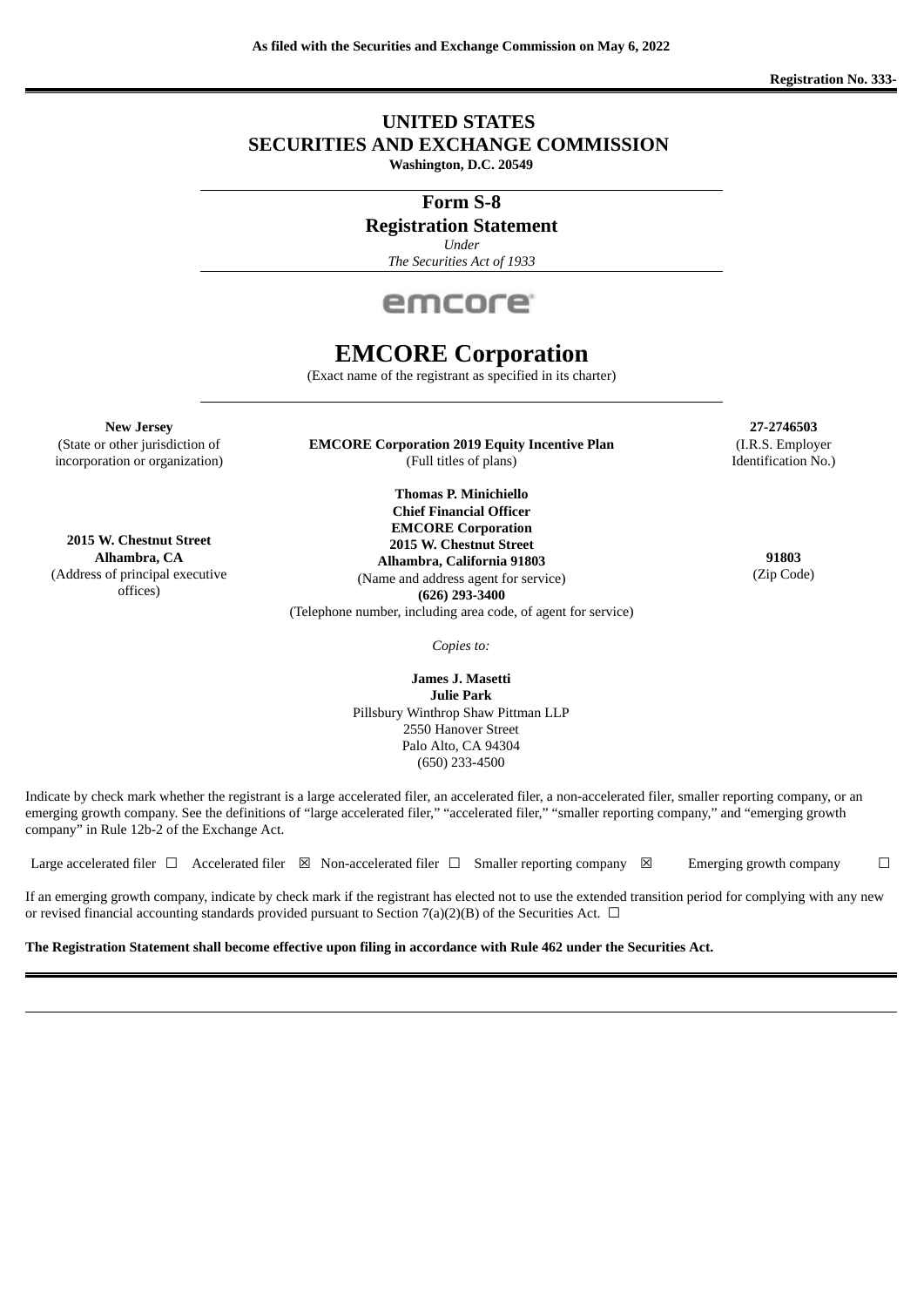**As filed with the Securities and Exchange Commission on May 6, 2022**

**Registration No. 333-**

# UNITED STATES
# SECURITIES AND EXCHANGE COMMISSION

**Washington, D.C. 20549**

## Form S-8
## Registration Statement

*Under*
*The Securities Act of 1933*

emcore

# EMCORE Corporation

(Exact name of the registrant as specified in its charter)

| | | |
|---|---|---|
| **New Jersey**<br>(State or other jurisdiction of incorporation or organization) | **EMCORE Corporation 2019 Equity Incentive Plan**<br>(Full titles of plans) | **27-2746503**<br>(I.R.S. Employer Identification No.) |
| **2015 W. Chestnut Street**<br>**Alhambra, CA**<br>(Address of principal executive offices) | **Thomas P. Minichiello**<br>**Chief Financial Officer**<br>**EMCORE Corporation**<br>**2015 W. Chestnut Street**<br>**Alhambra, California 91803**<br>(Name and address agent for service)<br>**(626) 293-3400**<br>(Telephone number, including area code, of agent for service) | **91803**<br>(Zip Code) |

*Copies to:*

**James J. Masetti**
**Julie Park**
Pillsbury Winthrop Shaw Pittman LLP
2550 Hanover Street
Palo Alto, CA 94304
(650) 233-4500

Indicate by check mark whether the registrant is a large accelerated filer, an accelerated filer, a non-accelerated filer, smaller reporting company, or an emerging growth company. See the definitions of "large accelerated filer," "accelerated filer," "smaller reporting company," and "emerging growth company" in Rule 12b-2 of the Exchange Act.

Large accelerated filer ☐ Accelerated filer ☒ Non-accelerated filer ☐ Smaller reporting company ☒ Emerging growth company ☐

If an emerging growth company, indicate by check mark if the registrant has elected not to use the extended transition period for complying with any new or revised financial accounting standards provided pursuant to Section 7(a)(2)(B) of the Securities Act. ☐

**The Registration Statement shall become effective upon filing in accordance with Rule 462 under the Securities Act.**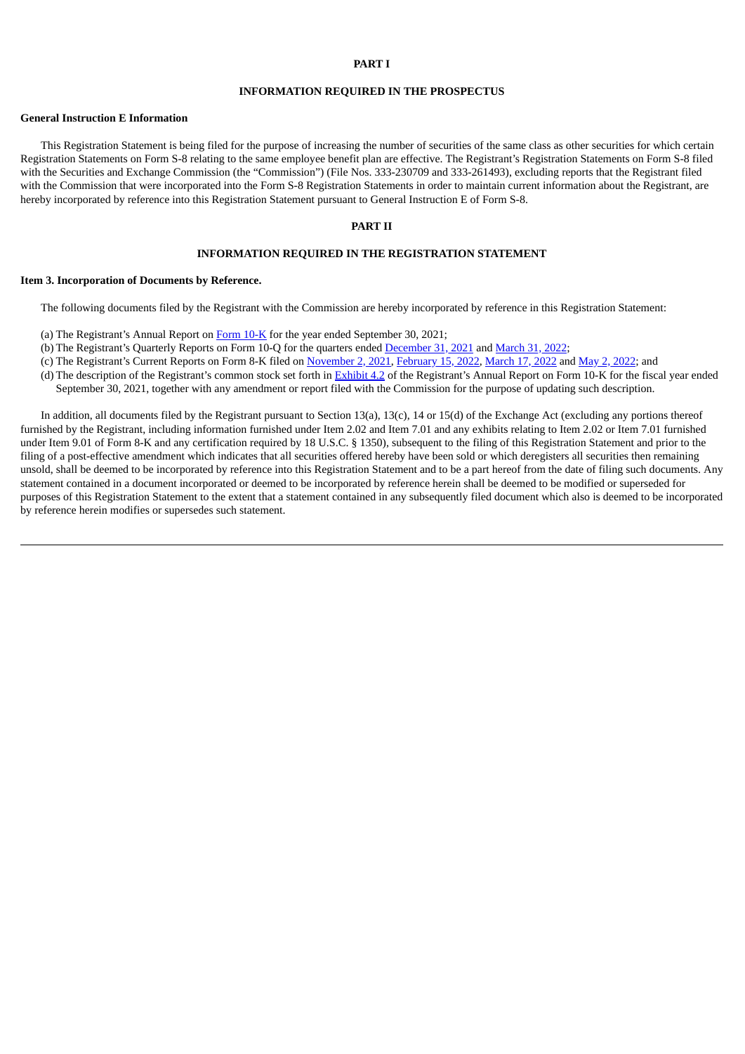# PART I

## INFORMATION REQUIRED IN THE PROSPECTUS

**General Instruction E Information**

This Registration Statement is being filed for the purpose of increasing the number of securities of the same class as other securities for which certain Registration Statements on Form S-8 relating to the same employee benefit plan are effective. The Registrant's Registration Statements on Form S-8 filed with the Securities and Exchange Commission (the "Commission") (File Nos. 333-230709 and 333-261493), excluding reports that the Registrant filed with the Commission that were incorporated into the Form S-8 Registration Statements in order to maintain current information about the Registrant, are hereby incorporated by reference into this Registration Statement pursuant to General Instruction E of Form S-8.

# PART II

## INFORMATION REQUIRED IN THE REGISTRATION STATEMENT

**Item 3. Incorporation of Documents by Reference.**

The following documents filed by the Registrant with the Commission are hereby incorporated by reference in this Registration Statement:

(a) The Registrant's Annual Report on Form 10-K for the year ended September 30, 2021;
(b) The Registrant's Quarterly Reports on Form 10-Q for the quarters ended December 31, 2021 and March 31, 2022;
(c) The Registrant's Current Reports on Form 8-K filed on November 2, 2021, February 15, 2022, March 17, 2022 and May 2, 2022; and
(d) The description of the Registrant's common stock set forth in Exhibit 4.2 of the Registrant's Annual Report on Form 10-K for the fiscal year ended September 30, 2021, together with any amendment or report filed with the Commission for the purpose of updating such description.

In addition, all documents filed by the Registrant pursuant to Section 13(a), 13(c), 14 or 15(d) of the Exchange Act (excluding any portions thereof furnished by the Registrant, including information furnished under Item 2.02 and Item 7.01 and any exhibits relating to Item 2.02 or Item 7.01 furnished under Item 9.01 of Form 8-K and any certification required by 18 U.S.C. § 1350), subsequent to the filing of this Registration Statement and prior to the filing of a post-effective amendment which indicates that all securities offered hereby have been sold or which deregisters all securities then remaining unsold, shall be deemed to be incorporated by reference into this Registration Statement and to be a part hereof from the date of filing such documents. Any statement contained in a document incorporated or deemed to be incorporated by reference herein shall be deemed to be modified or superseded for purposes of this Registration Statement to the extent that a statement contained in any subsequently filed document which also is deemed to be incorporated by reference herein modifies or supersedes such statement.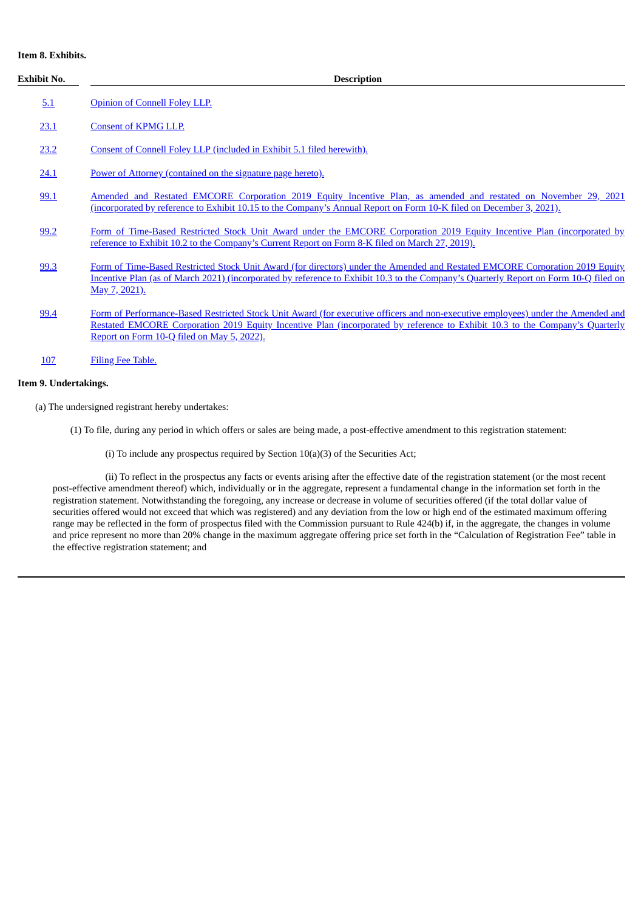**Item 8. Exhibits.**

| Exhibit No. | Description |
| --- | --- |
| 5.1 | Opinion of Connell Foley LLP. |
| 23.1 | Consent of KPMG LLP. |
| 23.2 | Consent of Connell Foley LLP (included in Exhibit 5.1 filed herewith). |
| 24.1 | Power of Attorney (contained on the signature page hereto). |
| 99.1 | Amended and Restated EMCORE Corporation 2019 Equity Incentive Plan, as amended and restated on November 29, 2021 (incorporated by reference to Exhibit 10.15 to the Company's Annual Report on Form 10-K filed on December 3, 2021). |
| 99.2 | Form of Time-Based Restricted Stock Unit Award under the EMCORE Corporation 2019 Equity Incentive Plan (incorporated by reference to Exhibit 10.2 to the Company's Current Report on Form 8-K filed on March 27, 2019). |
| 99.3 | Form of Time-Based Restricted Stock Unit Award (for directors) under the Amended and Restated EMCORE Corporation 2019 Equity Incentive Plan (as of March 2021) (incorporated by reference to Exhibit 10.3 to the Company's Quarterly Report on Form 10-Q filed on May 7, 2021). |
| 99.4 | Form of Performance-Based Restricted Stock Unit Award (for executive officers and non-executive employees) under the Amended and Restated EMCORE Corporation 2019 Equity Incentive Plan (incorporated by reference to Exhibit 10.3 to the Company's Quarterly Report on Form 10-Q filed on May 5, 2022). |
| 107 | Filing Fee Table. |

**Item 9. Undertakings.**

(a) The undersigned registrant hereby undertakes:

(1) To file, during any period in which offers or sales are being made, a post-effective amendment to this registration statement:

(i) To include any prospectus required by Section 10(a)(3) of the Securities Act;

(ii) To reflect in the prospectus any facts or events arising after the effective date of the registration statement (or the most recent post-effective amendment thereof) which, individually or in the aggregate, represent a fundamental change in the information set forth in the registration statement. Notwithstanding the foregoing, any increase or decrease in volume of securities offered (if the total dollar value of securities offered would not exceed that which was registered) and any deviation from the low or high end of the estimated maximum offering range may be reflected in the form of prospectus filed with the Commission pursuant to Rule 424(b) if, in the aggregate, the changes in volume and price represent no more than 20% change in the maximum aggregate offering price set forth in the "Calculation of Registration Fee" table in the effective registration statement; and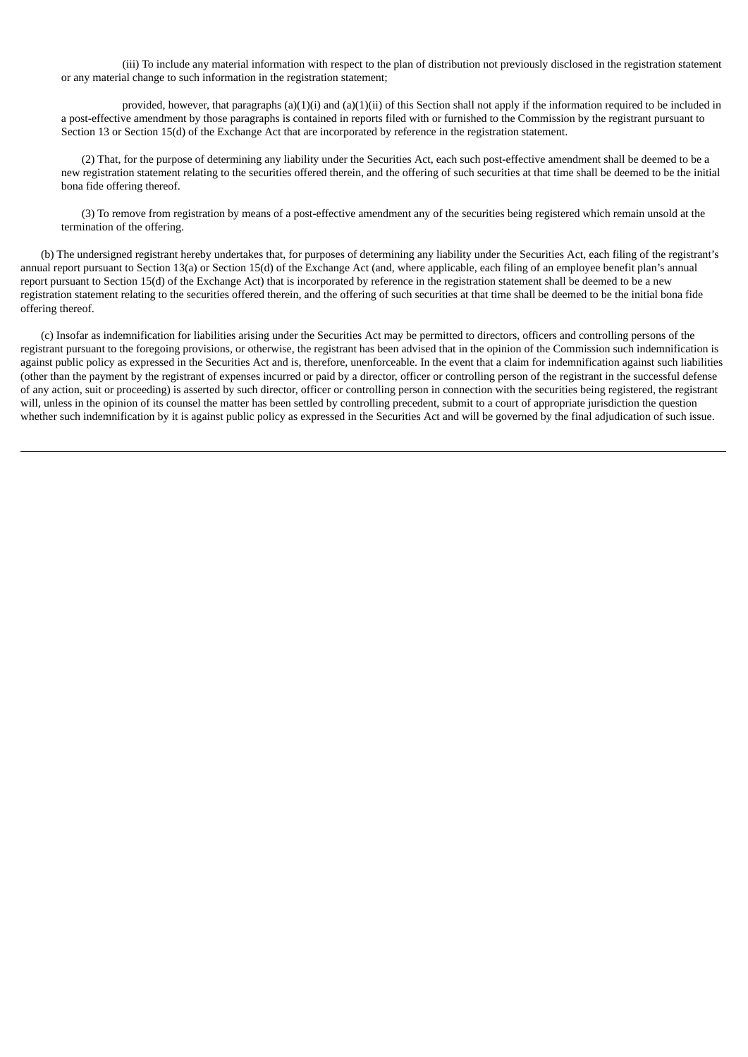(iii) To include any material information with respect to the plan of distribution not previously disclosed in the registration statement or any material change to such information in the registration statement;

provided, however, that paragraphs (a)(1)(i) and (a)(1)(ii) of this Section shall not apply if the information required to be included in a post-effective amendment by those paragraphs is contained in reports filed with or furnished to the Commission by the registrant pursuant to Section 13 or Section 15(d) of the Exchange Act that are incorporated by reference in the registration statement.

(2) That, for the purpose of determining any liability under the Securities Act, each such post-effective amendment shall be deemed to be a new registration statement relating to the securities offered therein, and the offering of such securities at that time shall be deemed to be the initial bona fide offering thereof.

(3) To remove from registration by means of a post-effective amendment any of the securities being registered which remain unsold at the termination of the offering.

(b) The undersigned registrant hereby undertakes that, for purposes of determining any liability under the Securities Act, each filing of the registrant's annual report pursuant to Section 13(a) or Section 15(d) of the Exchange Act (and, where applicable, each filing of an employee benefit plan's annual report pursuant to Section 15(d) of the Exchange Act) that is incorporated by reference in the registration statement shall be deemed to be a new registration statement relating to the securities offered therein, and the offering of such securities at that time shall be deemed to be the initial bona fide offering thereof.

(c) Insofar as indemnification for liabilities arising under the Securities Act may be permitted to directors, officers and controlling persons of the registrant pursuant to the foregoing provisions, or otherwise, the registrant has been advised that in the opinion of the Commission such indemnification is against public policy as expressed in the Securities Act and is, therefore, unenforceable. In the event that a claim for indemnification against such liabilities (other than the payment by the registrant of expenses incurred or paid by a director, officer or controlling person of the registrant in the successful defense of any action, suit or proceeding) is asserted by such director, officer or controlling person in connection with the securities being registered, the registrant will, unless in the opinion of its counsel the matter has been settled by controlling precedent, submit to a court of appropriate jurisdiction the question whether such indemnification by it is against public policy as expressed in the Securities Act and will be governed by the final adjudication of such issue.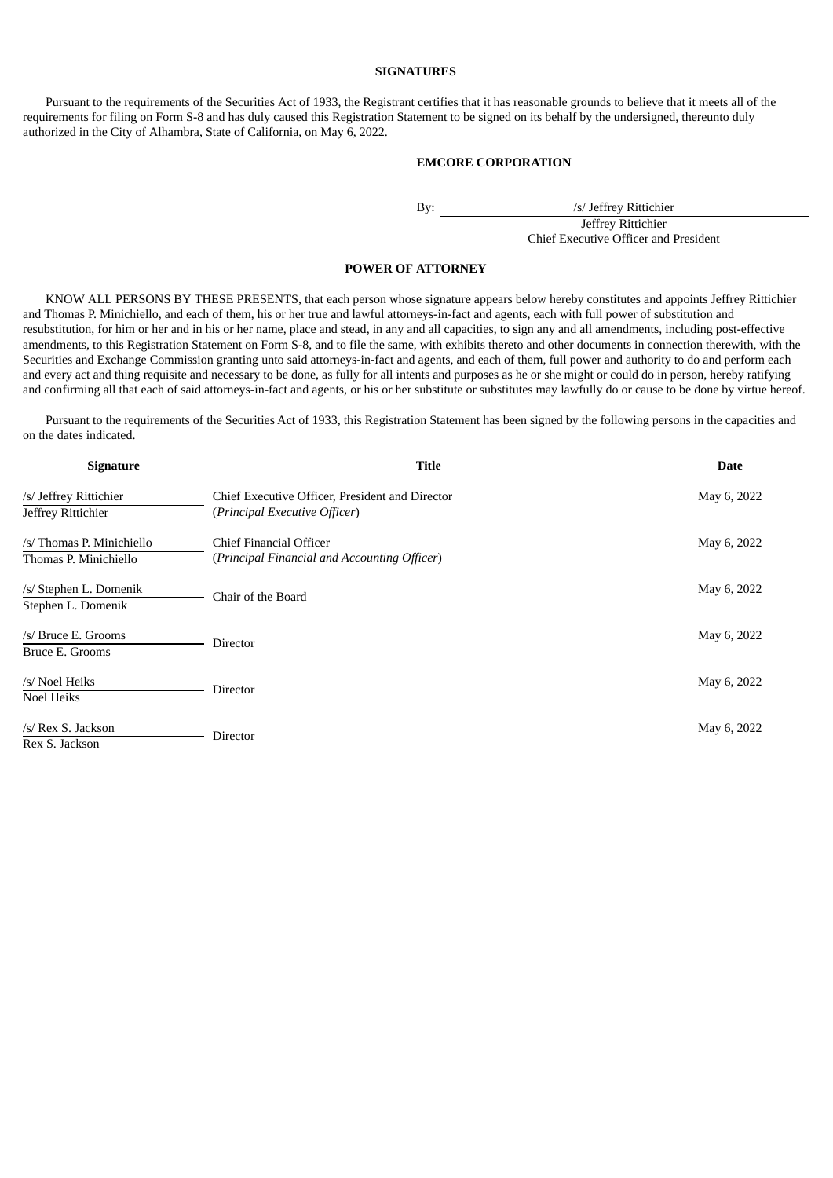## SIGNATURES

Pursuant to the requirements of the Securities Act of 1933, the Registrant certifies that it has reasonable grounds to believe that it meets all of the requirements for filing on Form S-8 and has duly caused this Registration Statement to be signed on its behalf by the undersigned, thereunto duly authorized in the City of Alhambra, State of California, on May 6, 2022.

**EMCORE CORPORATION**

By: /s/ Jeffrey Rittichier
Jeffrey Rittichier
Chief Executive Officer and President

## POWER OF ATTORNEY

KNOW ALL PERSONS BY THESE PRESENTS, that each person whose signature appears below hereby constitutes and appoints Jeffrey Rittichier and Thomas P. Minichiello, and each of them, his or her true and lawful attorneys-in-fact and agents, each with full power of substitution and resubstitution, for him or her and in his or her name, place and stead, in any and all capacities, to sign any and all amendments, including post-effective amendments, to this Registration Statement on Form S-8, and to file the same, with exhibits thereto and other documents in connection therewith, with the Securities and Exchange Commission granting unto said attorneys-in-fact and agents, and each of them, full power and authority to do and perform each and every act and thing requisite and necessary to be done, as fully for all intents and purposes as he or she might or could do in person, hereby ratifying and confirming all that each of said attorneys-in-fact and agents, or his or her substitute or substitutes may lawfully do or cause to be done by virtue hereof.

Pursuant to the requirements of the Securities Act of 1933, this Registration Statement has been signed by the following persons in the capacities and on the dates indicated.

| Signature | Title | Date |
|---|---|---|
| /s/ Jeffrey Rittichier<br>Jeffrey Rittichier | Chief Executive Officer, President and Director<br>(*Principal Executive Officer*) | May 6, 2022 |
| /s/ Thomas P. Minichiello<br>Thomas P. Minichiello | Chief Financial Officer<br>(*Principal Financial and Accounting Officer*) | May 6, 2022 |
| /s/ Stephen L. Domenik<br>Stephen L. Domenik | Chair of the Board | May 6, 2022 |
| /s/ Bruce E. Grooms<br>Bruce E. Grooms | Director | May 6, 2022 |
| /s/ Noel Heiks<br>Noel Heiks | Director | May 6, 2022 |
| /s/ Rex S. Jackson<br>Rex S. Jackson | Director | May 6, 2022 |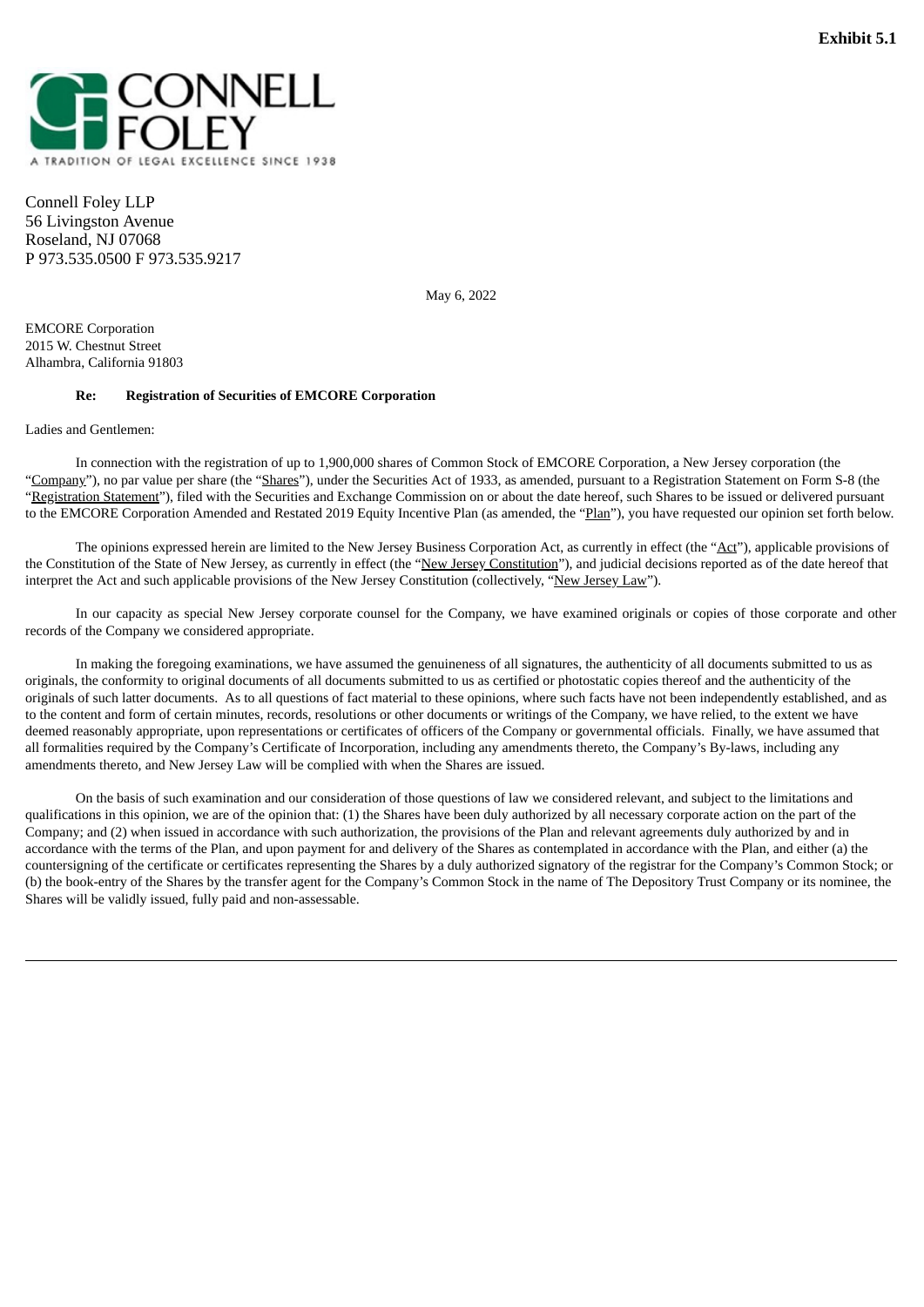**Exhibit 5.1**

CONNELL FOLEY

A TRADITION OF LEGAL EXCELLENCE SINCE 1938

Connell Foley LLP
56 Livingston Avenue
Roseland, NJ 07068
P 973.535.0500 F 973.535.9217

May 6, 2022

EMCORE Corporation
2015 W. Chestnut Street
Alhambra, California 91803

**Re: Registration of Securities of EMCORE Corporation**

Ladies and Gentlemen:

In connection with the registration of up to 1,900,000 shares of Common Stock of EMCORE Corporation, a New Jersey corporation (the "Company"), no par value per share (the "Shares"), under the Securities Act of 1933, as amended, pursuant to a Registration Statement on Form S-8 (the "Registration Statement"), filed with the Securities and Exchange Commission on or about the date hereof, such Shares to be issued or delivered pursuant to the EMCORE Corporation Amended and Restated 2019 Equity Incentive Plan (as amended, the "Plan"), you have requested our opinion set forth below.

The opinions expressed herein are limited to the New Jersey Business Corporation Act, as currently in effect (the "Act"), applicable provisions of the Constitution of the State of New Jersey, as currently in effect (the "New Jersey Constitution"), and judicial decisions reported as of the date hereof that interpret the Act and such applicable provisions of the New Jersey Constitution (collectively, "New Jersey Law").

In our capacity as special New Jersey corporate counsel for the Company, we have examined originals or copies of those corporate and other records of the Company we considered appropriate.

In making the foregoing examinations, we have assumed the genuineness of all signatures, the authenticity of all documents submitted to us as originals, the conformity to original documents of all documents submitted to us as certified or photostatic copies thereof and the authenticity of the originals of such latter documents. As to all questions of fact material to these opinions, where such facts have not been independently established, and as to the content and form of certain minutes, records, resolutions or other documents or writings of the Company, we have relied, to the extent we have deemed reasonably appropriate, upon representations or certificates of officers of the Company or governmental officials. Finally, we have assumed that all formalities required by the Company's Certificate of Incorporation, including any amendments thereto, the Company's By-laws, including any amendments thereto, and New Jersey Law will be complied with when the Shares are issued.

On the basis of such examination and our consideration of those questions of law we considered relevant, and subject to the limitations and qualifications in this opinion, we are of the opinion that: (1) the Shares have been duly authorized by all necessary corporate action on the part of the Company; and (2) when issued in accordance with such authorization, the provisions of the Plan and relevant agreements duly authorized by and in accordance with the terms of the Plan, and upon payment for and delivery of the Shares as contemplated in accordance with the Plan, and either (a) the countersigning of the certificate or certificates representing the Shares by a duly authorized signatory of the registrar for the Company's Common Stock; or (b) the book-entry of the Shares by the transfer agent for the Company's Common Stock in the name of The Depository Trust Company or its nominee, the Shares will be validly issued, fully paid and non-assessable.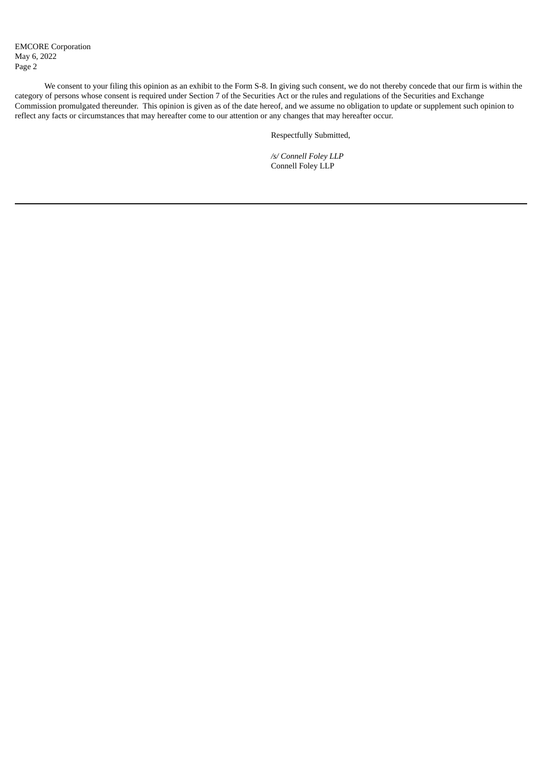We consent to your filing this opinion as an exhibit to the Form S-8. In giving such consent, we do not thereby concede that our firm is within the category of persons whose consent is required under Section 7 of the Securities Act or the rules and regulations of the Securities and Exchange Commission promulgated thereunder. This opinion is given as of the date hereof, and we assume no obligation to update or supplement such opinion to reflect any facts or circumstances that may hereafter come to our attention or any changes that may hereafter occur.

Respectfully Submitted,

*/s/ Connell Foley LLP*
Connell Foley LLP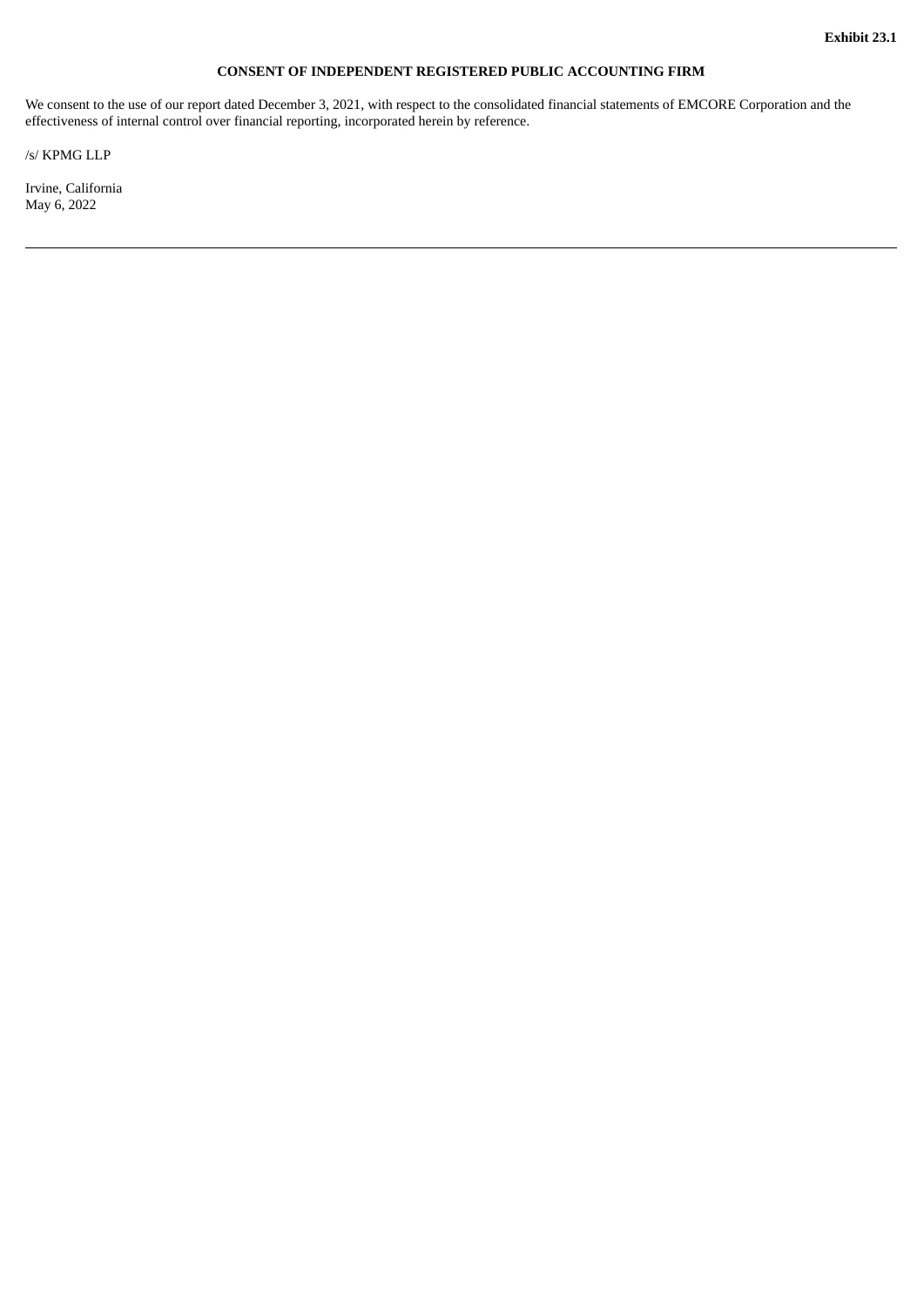**Exhibit 23.1**

**CONSENT OF INDEPENDENT REGISTERED PUBLIC ACCOUNTING FIRM**

We consent to the use of our report dated December 3, 2021, with respect to the consolidated financial statements of EMCORE Corporation and the effectiveness of internal control over financial reporting, incorporated herein by reference.

/s/ KPMG LLP

Irvine, California
May 6, 2022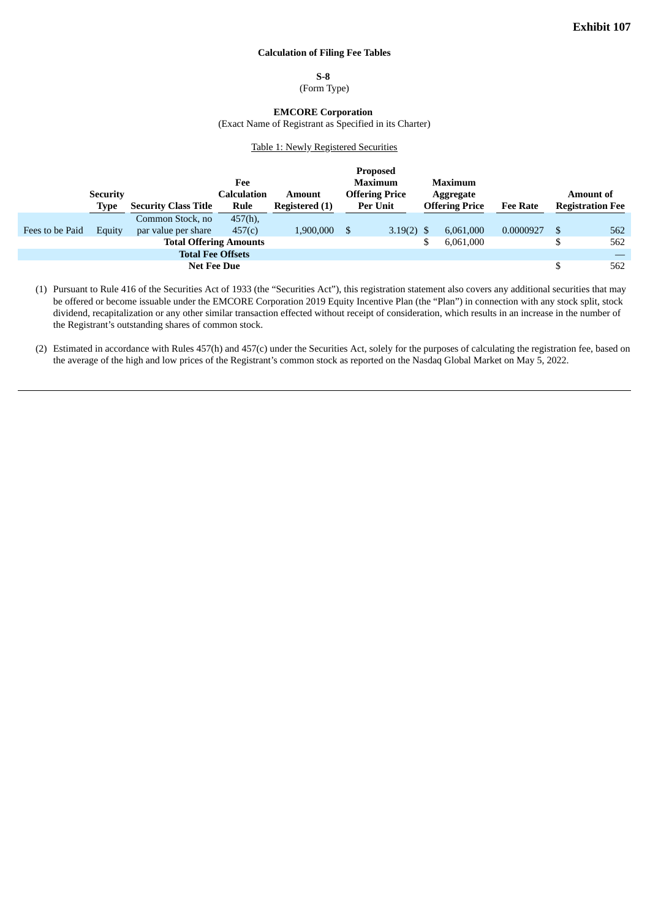**Exhibit 107**

**Calculation of Filing Fee Tables**

**S-8**
(Form Type)

**EMCORE Corporation**
(Exact Name of Registrant as Specified in its Charter)

Table 1: Newly Registered Securities

| | Security Type | Security Class Title | Fee Calculation Rule | Amount Registered (1) | Proposed Maximum Offering Price Per Unit | Maximum Aggregate Offering Price | Fee Rate | Amount of Registration Fee |
|---|---|---|---|---|---|---|---|---|
| Fees to be Paid | Equity | Common Stock, no par value per share | 457(h), 457(c) | 1,900,000 | $ 3.19(2) | $ 6,061,000 | 0.0000927 | $ 562 |
| **Total Offering Amounts** | | | | | | $ 6,061,000 | | $ 562 |
| **Total Fee Offsets** | | | | | | | | — |
| **Net Fee Due** | | | | | | | | $ 562 |

(1) Pursuant to Rule 416 of the Securities Act of 1933 (the "Securities Act"), this registration statement also covers any additional securities that may be offered or become issuable under the EMCORE Corporation 2019 Equity Incentive Plan (the "Plan") in connection with any stock split, stock dividend, recapitalization or any other similar transaction effected without receipt of consideration, which results in an increase in the number of the Registrant's outstanding shares of common stock.

(2) Estimated in accordance with Rules 457(h) and 457(c) under the Securities Act, solely for the purposes of calculating the registration fee, based on the average of the high and low prices of the Registrant's common stock as reported on the Nasdaq Global Market on May 5, 2022.